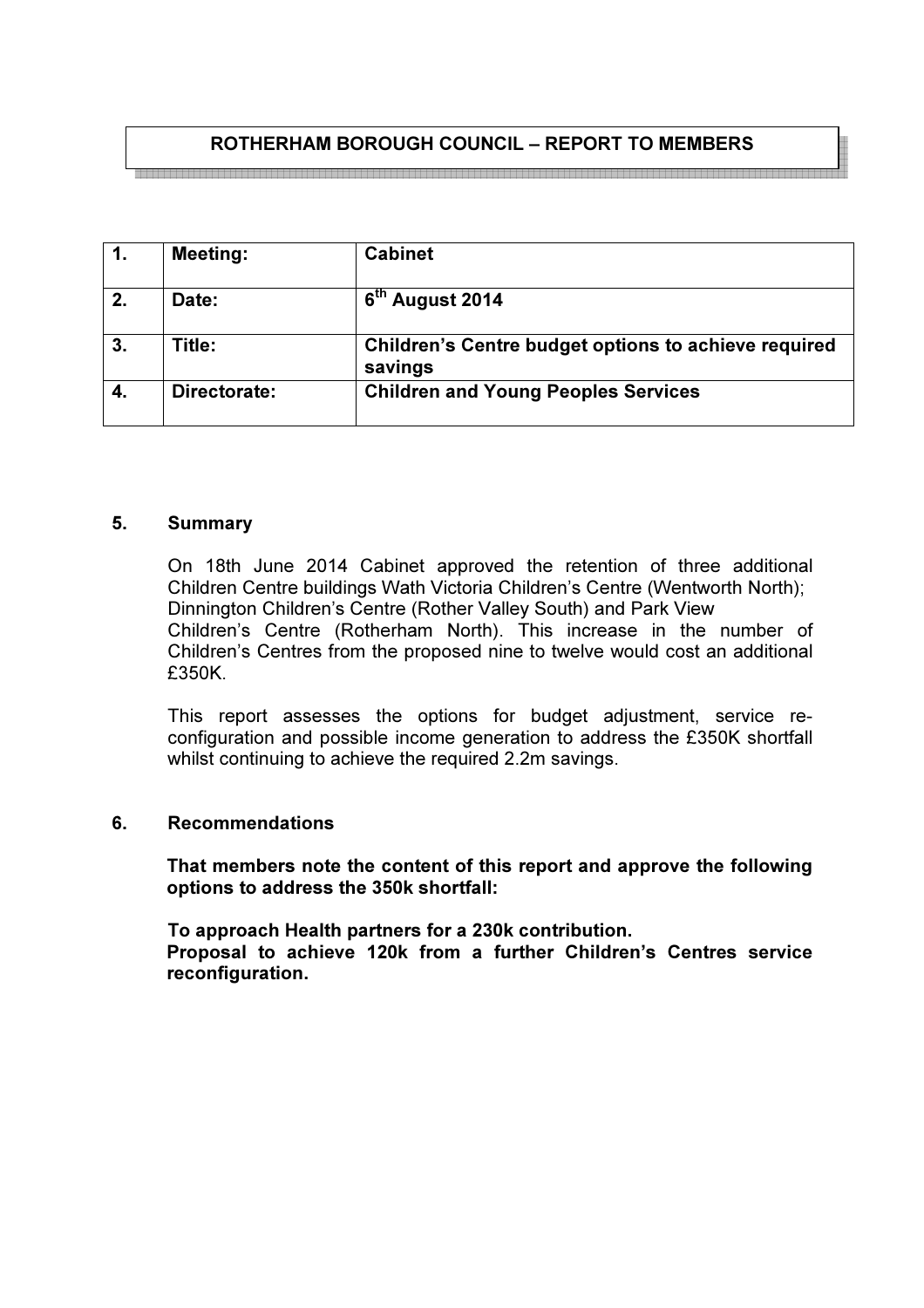# ROTHERHAM BOROUGH COUNCIL – REPORT TO MEMBERS

| 1. | Meeting: | Cabinet |
|---|---|---|
| 2. | Date: | 6th August 2014 |
| 3. | Title: | Children's Centre budget options to achieve required savings |
| 4. | Directorate: | Children and Young Peoples Services |

## 5. Summary

On 18th June 2014 Cabinet approved the retention of three additional Children Centre buildings Wath Victoria Children's Centre (Wentworth North); Dinnington Children's Centre (Rother Valley South) and Park View Children's Centre (Rotherham North). This increase in the number of Children's Centres from the proposed nine to twelve would cost an additional £350K.

This report assesses the options for budget adjustment, service re-configuration and possible income generation to address the £350K shortfall whilst continuing to achieve the required 2.2m savings.

## 6. Recommendations

**That members note the content of this report and approve the following options to address the 350k shortfall:**

**To approach Health partners for a 230k contribution.**
**Proposal to achieve 120k from a further Children's Centres service reconfiguration.**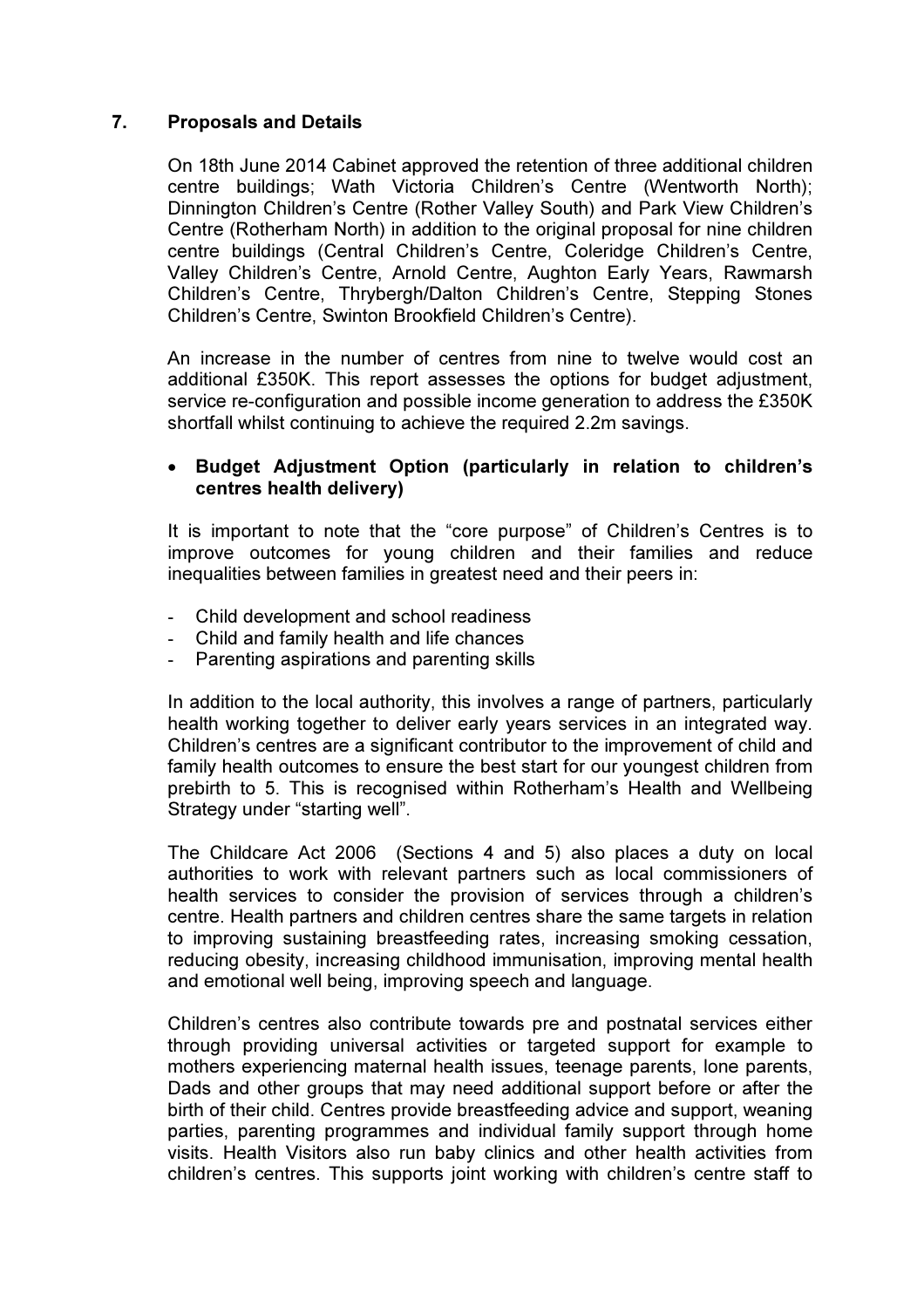## 7. Proposals and Details

On 18th June 2014 Cabinet approved the retention of three additional children centre buildings; Wath Victoria Children's Centre (Wentworth North); Dinnington Children's Centre (Rother Valley South) and Park View Children's Centre (Rotherham North) in addition to the original proposal for nine children centre buildings (Central Children's Centre, Coleridge Children's Centre, Valley Children's Centre, Arnold Centre, Aughton Early Years, Rawmarsh Children's Centre, Thrybergh/Dalton Children's Centre, Stepping Stones Children's Centre, Swinton Brookfield Children's Centre).

An increase in the number of centres from nine to twelve would cost an additional £350K. This report assesses the options for budget adjustment, service re-configuration and possible income generation to address the £350K shortfall whilst continuing to achieve the required 2.2m savings.

- **Budget Adjustment Option (particularly in relation to children's centres health delivery)**

It is important to note that the "core purpose" of Children's Centres is to improve outcomes for young children and their families and reduce inequalities between families in greatest need and their peers in:

- Child development and school readiness
- Child and family health and life chances
- Parenting aspirations and parenting skills

In addition to the local authority, this involves a range of partners, particularly health working together to deliver early years services in an integrated way. Children's centres are a significant contributor to the improvement of child and family health outcomes to ensure the best start for our youngest children from prebirth to 5. This is recognised within Rotherham's Health and Wellbeing Strategy under "starting well".

The Childcare Act 2006 (Sections 4 and 5) also places a duty on local authorities to work with relevant partners such as local commissioners of health services to consider the provision of services through a children's centre. Health partners and children centres share the same targets in relation to improving sustaining breastfeeding rates, increasing smoking cessation, reducing obesity, increasing childhood immunisation, improving mental health and emotional well being, improving speech and language.

Children's centres also contribute towards pre and postnatal services either through providing universal activities or targeted support for example to mothers experiencing maternal health issues, teenage parents, lone parents, Dads and other groups that may need additional support before or after the birth of their child. Centres provide breastfeeding advice and support, weaning parties, parenting programmes and individual family support through home visits. Health Visitors also run baby clinics and other health activities from children's centres. This supports joint working with children's centre staff to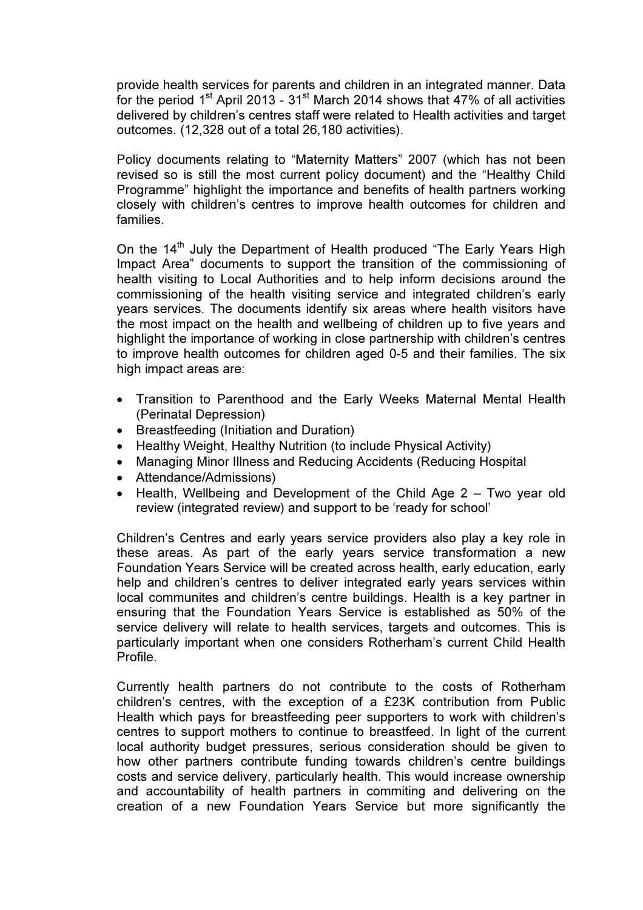provide health services for parents and children in an integrated manner. Data for the period 1st April 2013 - 31st March 2014 shows that 47% of all activities delivered by children's centres staff were related to Health activities and target outcomes. (12,328 out of a total 26,180 activities).

Policy documents relating to "Maternity Matters" 2007 (which has not been revised so is still the most current policy document) and the "Healthy Child Programme" highlight the importance and benefits of health partners working closely with children's centres to improve health outcomes for children and families.

On the 14th July the Department of Health produced "The Early Years High Impact Area" documents to support the transition of the commissioning of health visiting to Local Authorities and to help inform decisions around the commissioning of the health visiting service and integrated children's early years services. The documents identify six areas where health visitors have the most impact on the health and wellbeing of children up to five years and highlight the importance of working in close partnership with children's centres to improve health outcomes for children aged 0-5 and their families. The six high impact areas are:

- Transition to Parenthood and the Early Weeks Maternal Mental Health (Perinatal Depression)
- Breastfeeding (Initiation and Duration)
- Healthy Weight, Healthy Nutrition (to include Physical Activity)
- Managing Minor Illness and Reducing Accidents (Reducing Hospital
- Attendance/Admissions)
- Health, Wellbeing and Development of the Child Age 2 – Two year old review (integrated review) and support to be 'ready for school'

Children's Centres and early years service providers also play a key role in these areas. As part of the early years service transformation a new Foundation Years Service will be created across health, early education, early help and children's centres to deliver integrated early years services within local communites and children's centre buildings. Health is a key partner in ensuring that the Foundation Years Service is established as 50% of the service delivery will relate to health services, targets and outcomes. This is particularly important when one considers Rotherham's current Child Health Profile.

Currently health partners do not contribute to the costs of Rotherham children's centres, with the exception of a £23K contribution from Public Health which pays for breastfeeding peer supporters to work with children's centres to support mothers to continue to breastfeed. In light of the current local authority budget pressures, serious consideration should be given to how other partners contribute funding towards children's centre buildings costs and service delivery, particularly health. This would increase ownership and accountability of health partners in commiting and delivering on the creation of a new Foundation Years Service but more significantly the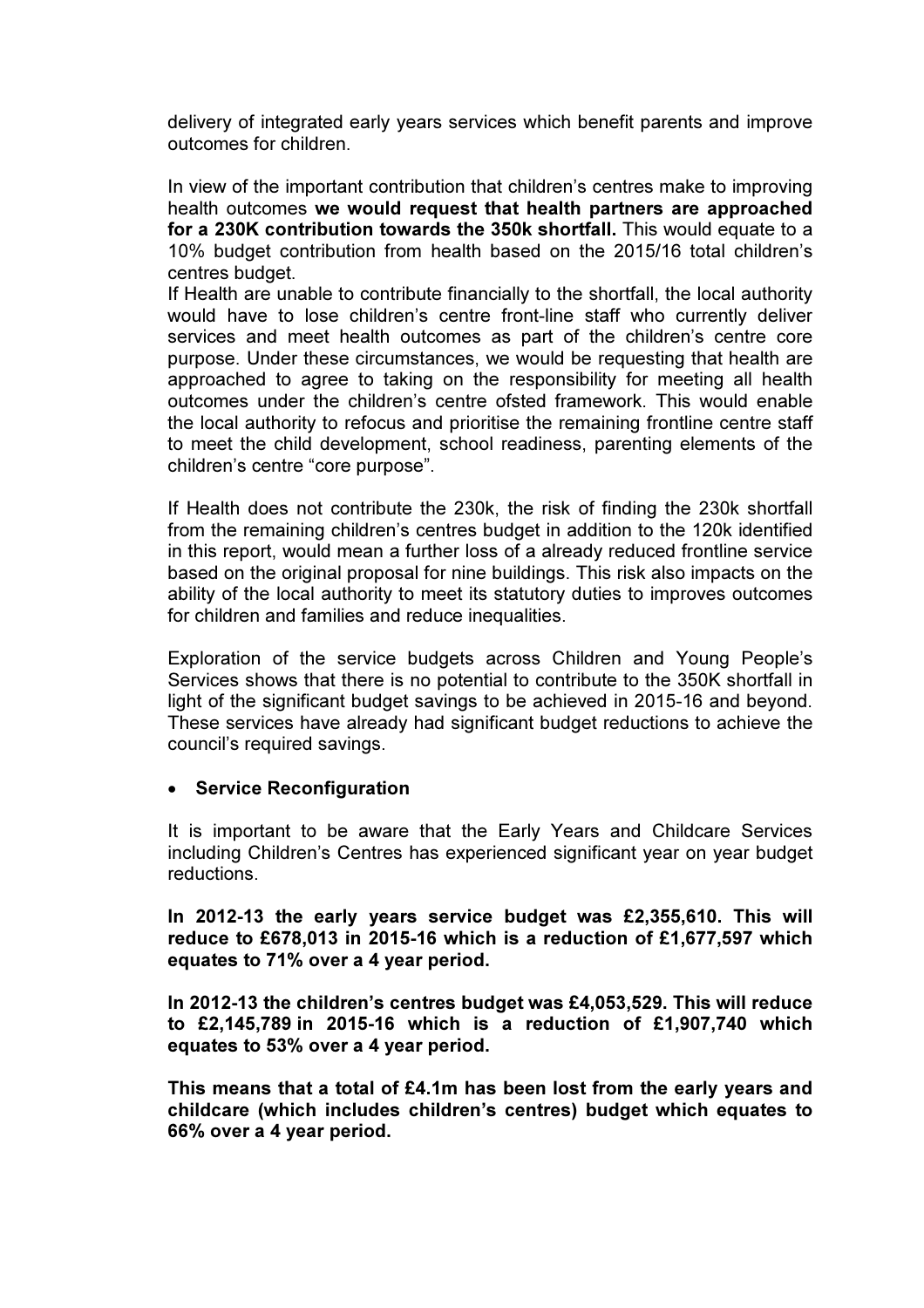delivery of integrated early years services which benefit parents and improve outcomes for children.

In view of the important contribution that children's centres make to improving health outcomes **we would request that health partners are approached for a 230K contribution towards the 350k shortfall.** This would equate to a 10% budget contribution from health based on the 2015/16 total children's centres budget.
If Health are unable to contribute financially to the shortfall, the local authority would have to lose children's centre front-line staff who currently deliver services and meet health outcomes as part of the children's centre core purpose. Under these circumstances, we would be requesting that health are approached to agree to taking on the responsibility for meeting all health outcomes under the children's centre ofsted framework. This would enable the local authority to refocus and prioritise the remaining frontline centre staff to meet the child development, school readiness, parenting elements of the children's centre "core purpose".

If Health does not contribute the 230k, the risk of finding the 230k shortfall from the remaining children's centres budget in addition to the 120k identified in this report, would mean a further loss of a already reduced frontline service based on the original proposal for nine buildings. This risk also impacts on the ability of the local authority to meet its statutory duties to improves outcomes for children and families and reduce inequalities.

Exploration of the service budgets across Children and Young People's Services shows that there is no potential to contribute to the 350K shortfall in light of the significant budget savings to be achieved in 2015-16 and beyond. These services have already had significant budget reductions to achieve the council's required savings.

- **Service Reconfiguration**

It is important to be aware that the Early Years and Childcare Services including Children's Centres has experienced significant year on year budget reductions.

**In 2012-13 the early years service budget was £2,355,610. This will reduce to £678,013 in 2015-16 which is a reduction of £1,677,597 which equates to 71% over a 4 year period.**

**In 2012-13 the children's centres budget was £4,053,529. This will reduce to £2,145,789 in 2015-16 which is a reduction of £1,907,740 which equates to 53% over a 4 year period.**

**This means that a total of £4.1m has been lost from the early years and childcare (which includes children's centres) budget which equates to 66% over a 4 year period.**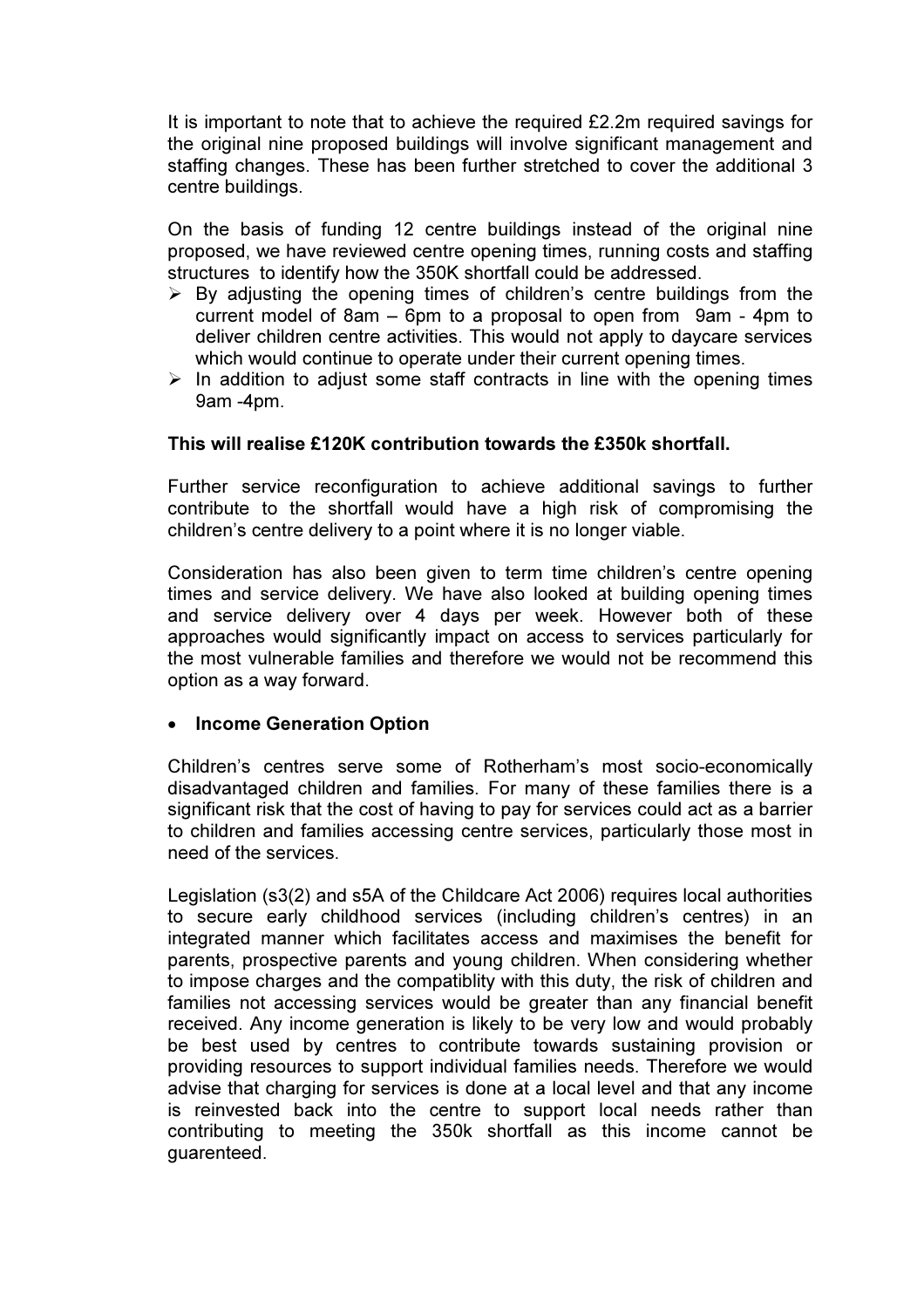It is important to note that to achieve the required £2.2m required savings for the original nine proposed buildings will involve significant management and staffing changes. These has been further stretched to cover the additional 3 centre buildings.

On the basis of funding 12 centre buildings instead of the original nine proposed, we have reviewed centre opening times, running costs and staffing structures to identify how the 350K shortfall could be addressed.

- By adjusting the opening times of children's centre buildings from the current model of 8am – 6pm to a proposal to open from 9am - 4pm to deliver children centre activities. This would not apply to daycare services which would continue to operate under their current opening times.
- In addition to adjust some staff contracts in line with the opening times 9am -4pm.

**This will realise £120K contribution towards the £350k shortfall.**

Further service reconfiguration to achieve additional savings to further contribute to the shortfall would have a high risk of compromising the children's centre delivery to a point where it is no longer viable.

Consideration has also been given to term time children's centre opening times and service delivery. We have also looked at building opening times and service delivery over 4 days per week. However both of these approaches would significantly impact on access to services particularly for the most vulnerable families and therefore we would not be recommend this option as a way forward.

- **Income Generation Option**

Children's centres serve some of Rotherham's most socio-economically disadvantaged children and families. For many of these families there is a significant risk that the cost of having to pay for services could act as a barrier to children and families accessing centre services, particularly those most in need of the services.

Legislation (s3(2) and s5A of the Childcare Act 2006) requires local authorities to secure early childhood services (including children's centres) in an integrated manner which facilitates access and maximises the benefit for parents, prospective parents and young children. When considering whether to impose charges and the compatiblity with this duty, the risk of children and families not accessing services would be greater than any financial benefit received. Any income generation is likely to be very low and would probably be best used by centres to contribute towards sustaining provision or providing resources to support individual families needs. Therefore we would advise that charging for services is done at a local level and that any income is reinvested back into the centre to support local needs rather than contributing to meeting the 350k shortfall as this income cannot be guarenteed.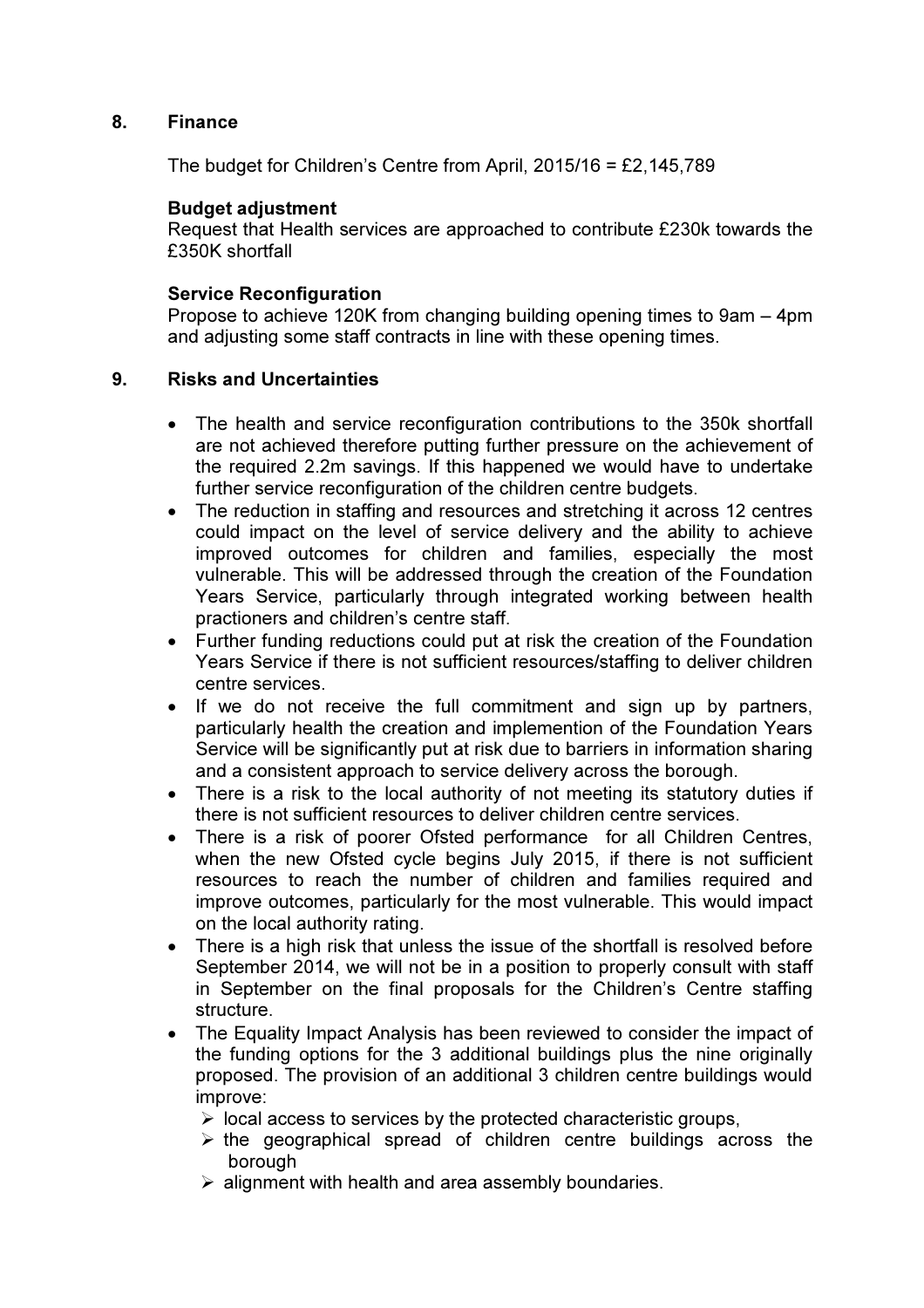## 8. Finance

The budget for Children's Centre from April, 2015/16 = £2,145,789

**Budget adjustment**
Request that Health services are approached to contribute £230k towards the £350K shortfall

**Service Reconfiguration**
Propose to achieve 120K from changing building opening times to 9am – 4pm and adjusting some staff contracts in line with these opening times.

## 9. Risks and Uncertainties

- The health and service reconfiguration contributions to the 350k shortfall are not achieved therefore putting further pressure on the achievement of the required 2.2m savings. If this happened we would have to undertake further service reconfiguration of the children centre budgets.
- The reduction in staffing and resources and stretching it across 12 centres could impact on the level of service delivery and the ability to achieve improved outcomes for children and families, especially the most vulnerable. This will be addressed through the creation of the Foundation Years Service, particularly through integrated working between health practioners and children's centre staff.
- Further funding reductions could put at risk the creation of the Foundation Years Service if there is not sufficient resources/staffing to deliver children centre services.
- If we do not receive the full commitment and sign up by partners, particularly health the creation and implemention of the Foundation Years Service will be significantly put at risk due to barriers in information sharing and a consistent approach to service delivery across the borough.
- There is a risk to the local authority of not meeting its statutory duties if there is not sufficient resources to deliver children centre services.
- There is a risk of poorer Ofsted performance for all Children Centres, when the new Ofsted cycle begins July 2015, if there is not sufficient resources to reach the number of children and families required and improve outcomes, particularly for the most vulnerable. This would impact on the local authority rating.
- There is a high risk that unless the issue of the shortfall is resolved before September 2014, we will not be in a position to properly consult with staff in September on the final proposals for the Children's Centre staffing structure.
- The Equality Impact Analysis has been reviewed to consider the impact of the funding options for the 3 additional buildings plus the nine originally proposed. The provision of an additional 3 children centre buildings would improve:
  - local access to services by the protected characteristic groups,
  - the geographical spread of children centre buildings across the borough
  - alignment with health and area assembly boundaries.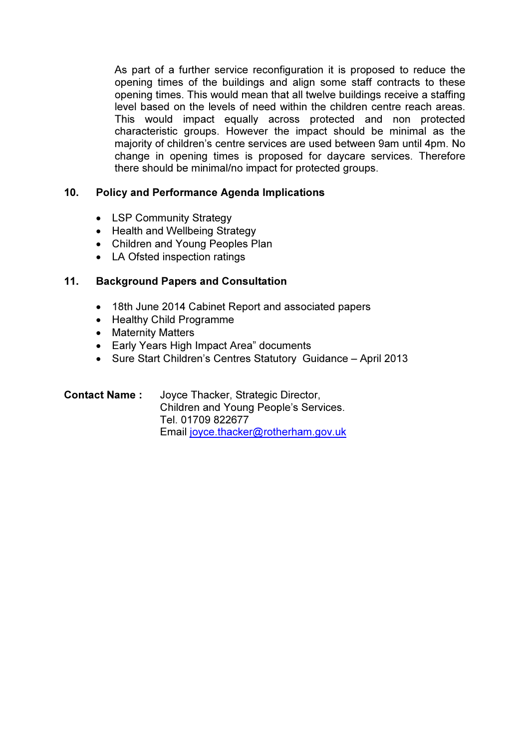As part of a further service reconfiguration it is proposed to reduce the opening times of the buildings and align some staff contracts to these opening times. This would mean that all twelve buildings receive a staffing level based on the levels of need within the children centre reach areas. This would impact equally across protected and non protected characteristic groups. However the impact should be minimal as the majority of children's centre services are used between 9am until 4pm. No change in opening times is proposed for daycare services. Therefore there should be minimal/no impact for protected groups.

## 10. Policy and Performance Agenda Implications

- LSP Community Strategy
- Health and Wellbeing Strategy
- Children and Young Peoples Plan
- LA Ofsted inspection ratings

## 11. Background Papers and Consultation

- 18th June 2014 Cabinet Report and associated papers
- Healthy Child Programme
- Maternity Matters
- Early Years High Impact Area" documents
- Sure Start Children's Centres Statutory Guidance – April 2013

**Contact Name :** Joyce Thacker, Strategic Director,
Children and Young People's Services.
Tel. 01709 822677
Email joyce.thacker@rotherham.gov.uk